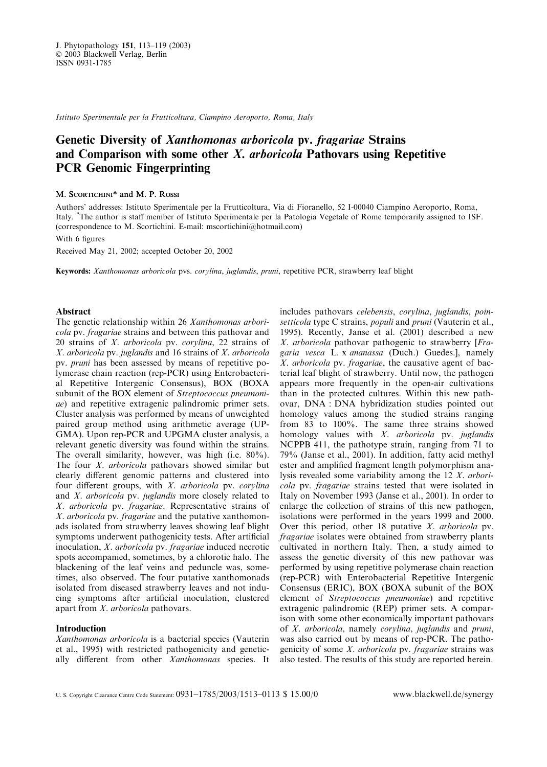Istituto Sperimentale per la Frutticoltura, Ciampino Aeroporto, Roma, Italy

# Genetic Diversity of *Xanthomonas arboricola* pv. *fragariae* Strains and Comparison with some other *X. arboricola* Pathovars using Repetitive PCR Genomic Fingerprinting

M. Scortichini* and M. P. Rossi

Authors' addresses: Istituto Sperimentale per la Frutticoltura, Via di Fioranello, 52 I-00040 Ciampino Aeroporto, Roma, Italy. *The author is staff member of Istituto Sperimentale per la Patologia Vegetale of Rome temporarily assigned to ISF. (correspondence to M. Scortichini. E-mail: mscortichini@hotmail.com)

With 6 figures

Received May 21, 2002; accepted October 20, 2002

**Keywords:** *Xanthomonas arboricola* pvs. *corylina*, *juglandis*, *pruni*, repetitive PCR, strawberry leaf blight

## Abstract

The genetic relationship within 26 *Xanthomonas arboricola* pv. *fragariae* strains and between this pathovar and 20 strains of *X. arboricola* pv. *corylina*, 22 strains of *X. arboricola* pv. *juglandis* and 16 strains of *X. arboricola* pv. *pruni* has been assessed by means of repetitive polymerase chain reaction (rep-PCR) using Enterobacterial Repetitive Intergenic Consensus), BOX (BOXA subunit of the BOX element of *Streptococcus pneumoniae*) and repetitive extragenic palindromic primer sets. Cluster analysis was performed by means of unweighted paired group method using arithmetic average (UPGMA). Upon rep-PCR and UPGMA cluster analysis, a relevant genetic diversity was found within the strains. The overall similarity, however, was high (i.e. 80%). The four *X. arboricola* pathovars showed similar but clearly different genomic patterns and clustered into four different groups, with *X. arboricola* pv. *corylina* and *X. arboricola* pv. *juglandis* more closely related to *X. arboricola* pv. *fragariae*. Representative strains of *X. arboricola* pv. *fragariae* and the putative xanthomonads isolated from strawberry leaves showing leaf blight symptoms underwent pathogenicity tests. After artificial inoculation, *X. arboricola* pv. *fragariae* induced necrotic spots accompanied, sometimes, by a chlorotic halo. The blackening of the leaf veins and peduncle was, sometimes, also observed. The four putative xanthomonads isolated from diseased strawberry leaves and not inducing symptoms after artificial inoculation, clustered apart from *X. arboricola* pathovars.

## Introduction

*Xanthomonas arboricola* is a bacterial species (Vauterin et al., 1995) with restricted pathogenicity and genetically different from other *Xanthomonas* species. It includes pathovars *celebensis*, *corylina*, *juglandis*, *poinsetticola* type C strains, *populi* and *pruni* (Vauterin et al., 1995). Recently, Janse et al. (2001) described a new *X. arboricola* pathovar pathogenic to strawberry [*Fragaria vesca* L. x *ananassa* (Duch.) Guedes.], namely *X. arboricola* pv. *fragariae*, the causative agent of bacterial leaf blight of strawberry. Until now, the pathogen appears more frequently in the open-air cultivations than in the protected cultures. Within this new pathovar, DNA : DNA hybridization studies pointed out homology values among the studied strains ranging from 83 to 100%. The same three strains showed homology values with *X. arboricola* pv. *juglandis* NCPPB 411, the pathotype strain, ranging from 71 to 79% (Janse et al., 2001). In addition, fatty acid methyl ester and amplified fragment length polymorphism analysis revealed some variability among the 12 *X. arboricola* pv. *fragariae* strains tested that were isolated in Italy on November 1993 (Janse et al., 2001). In order to enlarge the collection of strains of this new pathogen, isolations were performed in the years 1999 and 2000. Over this period, other 18 putative *X. arboricola* pv. *fragariae* isolates were obtained from strawberry plants cultivated in northern Italy. Then, a study aimed to assess the genetic diversity of this new pathovar was performed by using repetitive polymerase chain reaction (rep-PCR) with Enterobacterial Repetitive Intergenic Consensus (ERIC), BOX (BOXA subunit of the BOX element of *Streptococcus pneumoniae*) and repetitive extragenic palindromic (REP) primer sets. A comparison with some other economically important pathovars of *X. arboricola*, namely *corylina*, *juglandis* and *pruni*, was also carried out by means of rep-PCR. The pathogenicity of some *X. arboricola* pv. *fragariae* strains was also tested. The results of this study are reported herein.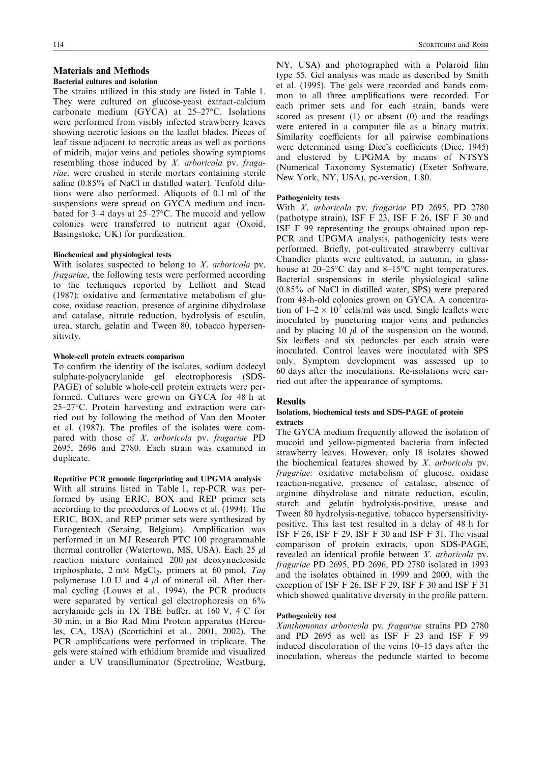## Materials and Methods

### Bacterial cultures and isolation

The strains utilized in this study are listed in Table 1. They were cultured on glucose-yeast extract-calcium carbonate medium (GYCA) at 25–27°C. Isolations were performed from visibly infected strawberry leaves showing necrotic lesions on the leaflet blades. Pieces of leaf tissue adjacent to necrotic areas as well as portions of midrib, major veins and petioles showing symptoms resembling those induced by *X. arboricola* pv. *fragariae*, were crushed in sterile mortars containing sterile saline (0.85% of NaCl in distilled water). Tenfold dilutions were also performed. Aliquots of 0.1 ml of the suspensions were spread on GYCA medium and incubated for 3–4 days at 25–27°C. The mucoid and yellow colonies were transferred to nutrient agar (Oxoid, Basingstoke, UK) for purification.

### Biochemical and physiological tests

With isolates suspected to belong to *X. arboricola* pv. *fragariae*, the following tests were performed according to the techniques reported by Lelliott and Stead (1987): oxidative and fermentative metabolism of glucose, oxidase reaction, presence of arginine dihydrolase and catalase, nitrate reduction, hydrolysis of esculin, urea, starch, gelatin and Tween 80, tobacco hypersensitivity.

### Whole-cell protein extracts comparison

To confirm the identity of the isolates, sodium dodecyl sulphate-polyacrylanide gel electrophoresis (SDS-PAGE) of soluble whole-cell protein extracts were performed. Cultures were grown on GYCA for 48 h at 25–27°C. Protein harvesting and extraction were carried out by following the method of Van den Mooter et al. (1987). The profiles of the isolates were compared with those of *X. arboricola* pv. *fragariae* PD 2695, 2696 and 2780. Each strain was examined in duplicate.

### Repetitive PCR genomic fingerprinting and UPGMA analysis

With all strains listed in Table 1, rep-PCR was performed by using ERIC, BOX and REP primer sets according to the procedures of Louws et al. (1994). The ERIC, BOX, and REP primer sets were synthesized by Eurogentech (Seraing, Belgium). Amplification was performed in an MJ Research PTC 100 programmable thermal controller (Watertown, MS, USA). Each 25 $\mu$l reaction mixture contained 200 $\mu$M deoxynucleoside triphosphate, 2 mM $MgCl_2$, primers at 60 pmol, *Taq* polymerase 1.0 U and 4 $\mu$l of mineral oil. After thermal cycling (Louws et al., 1994), the PCR products were separated by vertical gel electrophoresis on 6% acrylamide gels in 1X TBE buffer, at 160 V, 4°C for 30 min, in a Bio Rad Mini Protein apparatus (Hercules, CA, USA) (Scortichini et al., 2001, 2002). The PCR amplifications were performed in triplicate. The gels were stained with ethidium bromide and visualized under a UV transilluminator (Spectroline, Westburg, NY, USA) and photographed with a Polaroid film type 55. Gel analysis was made as described by Smith et al. (1995). The gels were recorded and bands common to all three amplifications were recorded. For each primer sets and for each strain, bands were scored as present (1) or absent (0) and the readings were entered in a computer file as a binary matrix. Similarity coefficients for all pairwise combinations were determined using Dice's coefficients (Dice, 1945) and clustered by UPGMA by means of NTSYS (Numerical Taxonomy Systematic) (Exeter Software, New York, NY, USA), pc-version, 1.80.

### Pathogenicity tests

With *X. arboricola* pv. *fragariae* PD 2695, PD 2780 (pathotype strain), ISF F 23, ISF F 26, ISF F 30 and ISF F 99 representing the groups obtained upon rep-PCR and UPGMA analysis, pathogenicity tests were performed. Briefly, pot-cultivated strawberry cultivar Chandler plants were cultivated, in autumn, in glasshouse at 20–25°C day and 8–15°C night temperatures. Bacterial suspensions in sterile physiological saline (0.85% of NaCl in distilled water, SPS) were prepared from 48-h-old colonies grown on GYCA. A concentration of $1\text{–}2 \times 10^7$ cells/ml was used. Single leaflets were inoculated by puncturing major veins and peduncles and by placing 10 $\mu$l of the suspension on the wound. Six leaflets and six peduncles per each strain were inoculated. Control leaves were inoculated with SPS only. Symptom development was assessed up to 60 days after the inoculations. Re-isolations were carried out after the appearance of symptoms.

## Results

### Isolations, biochemical tests and SDS-PAGE of protein extracts

The GYCA medium frequently allowed the isolation of mucoid and yellow-pigmented bacteria from infected strawberry leaves. However, only 18 isolates showed the biochemical features showed by *X. arboricola* pv. *fragariae*: oxidative metabolism of glucose, oxidase reaction-negative, presence of catalase, absence of arginine dihydrolase and nitrate reduction, esculin, starch and gelatin hydrolysis-positive, urease and Tween 80 hydrolysis-negative, tobacco hypersensitivity-positive. This last test resulted in a delay of 48 h for ISF F 26, ISF F 29, ISF F 30 and ISF F 31. The visual comparison of protein extracts, upon SDS-PAGE, revealed an identical profile between *X. arboricola* pv. *fragariae* PD 2695, PD 2696, PD 2780 isolated in 1993 and the isolates obtained in 1999 and 2000, with the exception of ISF F 26, ISF F 29, ISF F 30 and ISF F 31 which showed qualitative diversity in the profile pattern.

### Pathogenicity test

*Xanthomonas arboricola* pv. *fragariae* strains PD 2780 and PD 2695 as well as ISF F 23 and ISF F 99 induced discoloration of the veins 10–15 days after the inoculation, whereas the peduncle started to become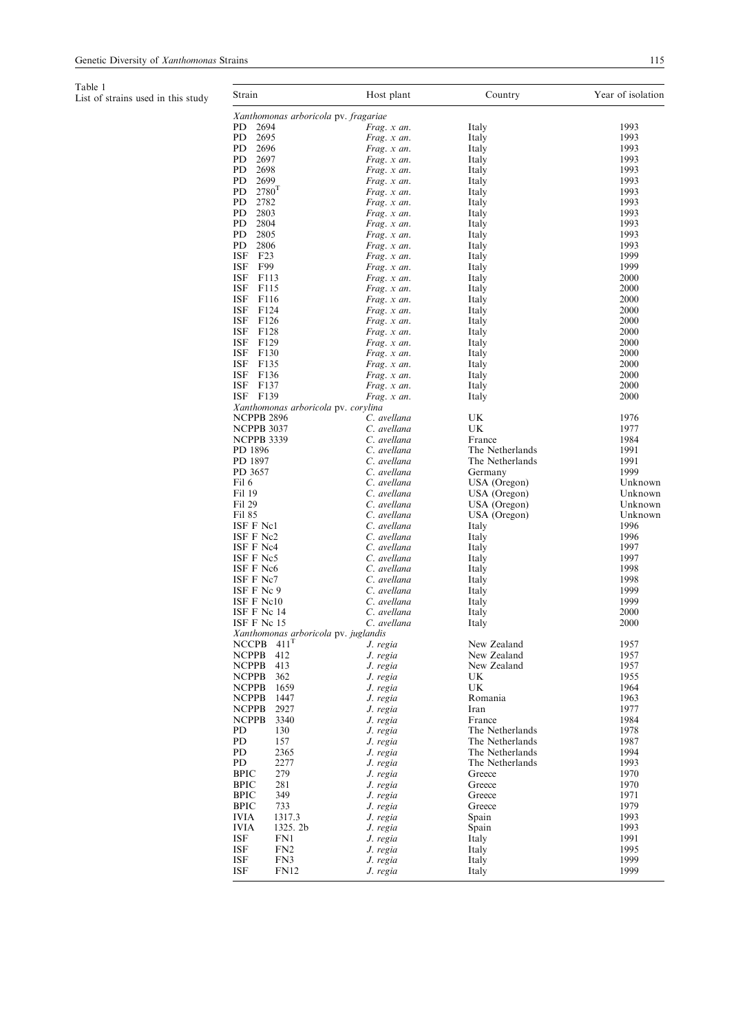Table 1
List of strains used in this study

| Strain | Host plant | Country | Year of isolation |
|---|---|---|---|
| *Xanthomonas arboricola* pv. *fragariae* | | | |
| PD 2694 | *Frag. x an.* | Italy | 1993 |
| PD 2695 | *Frag. x an.* | Italy | 1993 |
| PD 2696 | *Frag. x an.* | Italy | 1993 |
| PD 2697 | *Frag. x an.* | Italy | 1993 |
| PD 2698 | *Frag. x an.* | Italy | 1993 |
| PD 2699 | *Frag. x an.* | Italy | 1993 |
| PD 2780$^{T}$ | *Frag. x an.* | Italy | 1993 |
| PD 2782 | *Frag. x an.* | Italy | 1993 |
| PD 2803 | *Frag. x an.* | Italy | 1993 |
| PD 2804 | *Frag. x an.* | Italy | 1993 |
| PD 2805 | *Frag. x an.* | Italy | 1993 |
| PD 2806 | *Frag. x an.* | Italy | 1993 |
| ISF F23 | *Frag. x an.* | Italy | 1999 |
| ISF F99 | *Frag. x an.* | Italy | 1999 |
| ISF F113 | *Frag. x an.* | Italy | 2000 |
| ISF F115 | *Frag. x an.* | Italy | 2000 |
| ISF F116 | *Frag. x an.* | Italy | 2000 |
| ISF F124 | *Frag. x an.* | Italy | 2000 |
| ISF F126 | *Frag. x an.* | Italy | 2000 |
| ISF F128 | *Frag. x an.* | Italy | 2000 |
| ISF F129 | *Frag. x an.* | Italy | 2000 |
| ISF F130 | *Frag. x an.* | Italy | 2000 |
| ISF F135 | *Frag. x an.* | Italy | 2000 |
| ISF F136 | *Frag. x an.* | Italy | 2000 |
| ISF F137 | *Frag. x an.* | Italy | 2000 |
| ISF F139 | *Frag. x an.* | Italy | 2000 |
| *Xanthomonas arboricola* pv. *corylina* | | | |
| NCPPB 2896 | *C. avellana* | UK | 1976 |
| NCPPB 3037 | *C. avellana* | UK | 1977 |
| NCPPB 3339 | *C. avellana* | France | 1984 |
| PD 1896 | *C. avellana* | The Netherlands | 1991 |
| PD 1897 | *C. avellana* | The Netherlands | 1991 |
| PD 3657 | *C. avellana* | Germany | 1999 |
| Fil 6 | *C. avellana* | USA (Oregon) | Unknown |
| Fil 19 | *C. avellana* | USA (Oregon) | Unknown |
| Fil 29 | *C. avellana* | USA (Oregon) | Unknown |
| Fil 85 | *C. avellana* | USA (Oregon) | Unknown |
| ISF F Nc1 | *C. avellana* | Italy | 1996 |
| ISF F Nc2 | *C. avellana* | Italy | 1996 |
| ISF F Nc4 | *C. avellana* | Italy | 1997 |
| ISF F Nc5 | *C. avellana* | Italy | 1997 |
| ISF F Nc6 | *C. avellana* | Italy | 1998 |
| ISF F Nc7 | *C. avellana* | Italy | 1998 |
| ISF F Nc 9 | *C. avellana* | Italy | 1999 |
| ISF F Nc10 | *C. avellana* | Italy | 1999 |
| ISF F Nc 14 | *C. avellana* | Italy | 2000 |
| ISF F Nc 15 | *C. avellana* | Italy | 2000 |
| *Xanthomonas arboricola* pv. *juglandis* | | | |
| NCCPB 411$^{T}$ | *J. regia* | New Zealand | 1957 |
| NCPPB 412 | *J. regia* | New Zealand | 1957 |
| NCPPB 413 | *J. regia* | New Zealand | 1957 |
| NCPPB 362 | *J. regia* | UK | 1955 |
| NCPPB 1659 | *J. regia* | UK | 1964 |
| NCPPB 1447 | *J. regia* | Romania | 1963 |
| NCPPB 2927 | *J. regia* | Iran | 1977 |
| NCPPB 3340 | *J. regia* | France | 1984 |
| PD 130 | *J. regia* | The Netherlands | 1978 |
| PD 157 | *J. regia* | The Netherlands | 1987 |
| PD 2365 | *J. regia* | The Netherlands | 1994 |
| PD 2277 | *J. regia* | The Netherlands | 1993 |
| BPIC 279 | *J. regia* | Greece | 1970 |
| BPIC 281 | *J. regia* | Greece | 1970 |
| BPIC 349 | *J. regia* | Greece | 1971 |
| BPIC 733 | *J. regia* | Greece | 1979 |
| IVIA 1317.3 | *J. regia* | Spain | 1993 |
| IVIA 1325. 2b | *J. regia* | Spain | 1993 |
| ISF FN1 | *J. regia* | Italy | 1991 |
| ISF FN2 | *J. regia* | Italy | 1995 |
| ISF FN3 | *J. regia* | Italy | 1999 |
| ISF FN12 | *J. regia* | Italy | 1999 |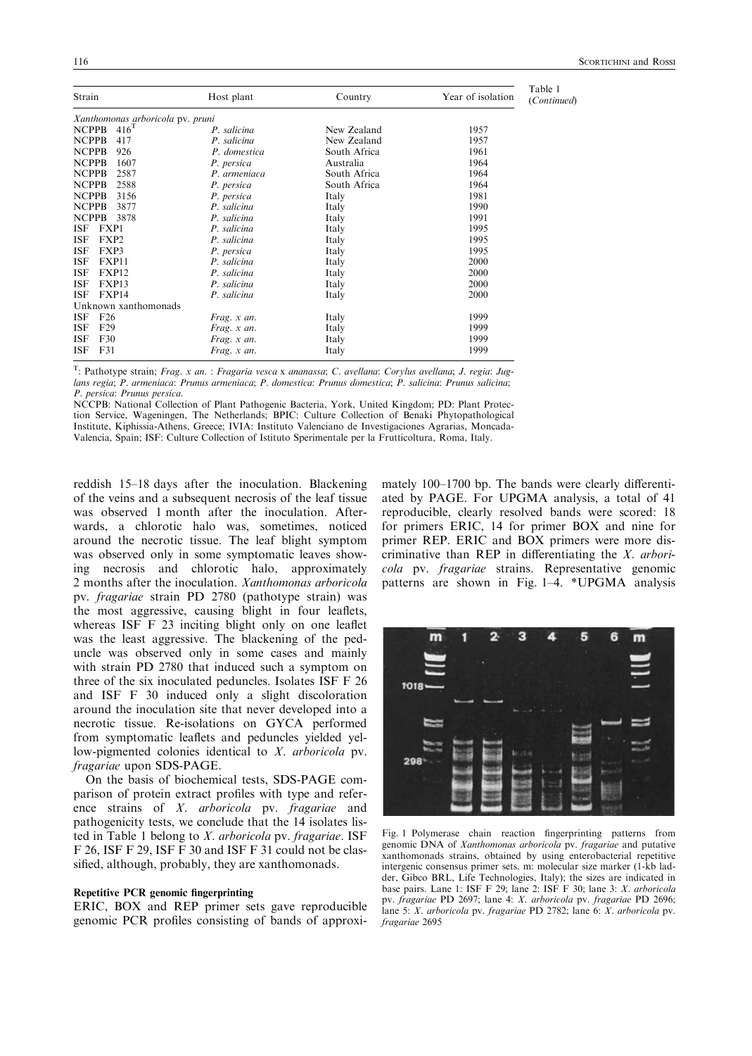Table 1 (*Continued*)

| Strain | Host plant | Country | Year of isolation |
|---|---|---|---|
| *Xanthomonas arboricola* pv. *pruni* | | | |
| NCPPB 416[T] | *P. salicina* | New Zealand | 1957 |
| NCPPB 417 | *P. salicina* | New Zealand | 1957 |
| NCPPB 926 | *P. domestica* | South Africa | 1961 |
| NCPPB 1607 | *P. persica* | Australia | 1964 |
| NCPPB 2587 | *P. armeniaca* | South Africa | 1964 |
| NCPPB 2588 | *P. persica* | South Africa | 1964 |
| NCPPB 3156 | *P. persica* | Italy | 1981 |
| NCPPB 3877 | *P. salicina* | Italy | 1990 |
| NCPPB 3878 | *P. salicina* | Italy | 1991 |
| ISF FXP1 | *P. salicina* | Italy | 1995 |
| ISF FXP2 | *P. salicina* | Italy | 1995 |
| ISF FXP3 | *P. persica* | Italy | 1995 |
| ISF FXP11 | *P. salicina* | Italy | 2000 |
| ISF FXP12 | *P. salicina* | Italy | 2000 |
| ISF FXP13 | *P. salicina* | Italy | 2000 |
| ISF FXP14 | *P. salicina* | Italy | 2000 |
| Unknown xanthomonads | | | |
| ISF F26 | *Frag. x an.* | Italy | 1999 |
| ISF F29 | *Frag. x an.* | Italy | 1999 |
| ISF F30 | *Frag. x an.* | Italy | 1999 |
| ISF F31 | *Frag. x an.* | Italy | 1999 |

[T]: Pathotype strain; *Frag. x an.* : *Fragaria vesca* x *ananassa*; *C. avellana*: *Corylus avellana*; *J. regia*: *Juglans regia*; *P. armeniaca*: *Prunus armeniaca*; *P. domestica*: *Prunus domestica*; *P. salicina*: *Prunus salicina*; *P. persica*: *Prunus persica*.

NCCPB: National Collection of Plant Pathogenic Bacteria, York, United Kingdom; PD: Plant Protection Service, Wageningen, The Netherlands; BPIC: Culture Collection of Benaki Phytopathological Institute, Kiphissia-Athens, Greece; IVIA: Instituto Valenciano de Investigaciones Agrarias, Moncada-Valencia, Spain; ISF: Culture Collection of Istituto Sperimentale per la Frutticoltura, Roma, Italy.

reddish 15–18 days after the inoculation. Blackening of the veins and a subsequent necrosis of the leaf tissue was observed 1 month after the inoculation. Afterwards, a chlorotic halo was, sometimes, noticed around the necrotic tissue. The leaf blight symptom was observed only in some symptomatic leaves showing necrosis and chlorotic halo, approximately 2 months after the inoculation. *Xanthomonas arboricola* pv. *fragariae* strain PD 2780 (pathotype strain) was the most aggressive, causing blight in four leaflets, whereas ISF F 23 inciting blight only on one leaflet was the least aggressive. The blackening of the peduncle was observed only in some cases and mainly with strain PD 2780 that induced such a symptom on three of the six inoculated peduncles. Isolates ISF F 26 and ISF F 30 induced only a slight discoloration around the inoculation site that never developed into a necrotic tissue. Re-isolations on GYCA performed from symptomatic leaflets and peduncles yielded yellow-pigmented colonies identical to *X. arboricola* pv. *fragariae* upon SDS-PAGE.

On the basis of biochemical tests, SDS-PAGE comparison of protein extract profiles with type and reference strains of *X. arboricola* pv. *fragariae* and pathogenicity tests, we conclude that the 14 isolates listed in Table 1 belong to *X. arboricola* pv. *fragariae*. ISF F 26, ISF F 29, ISF F 30 and ISF F 31 could not be classified, although, probably, they are xanthomonads.

### Repetitive PCR genomic fingerprinting

ERIC, BOX and REP primer sets gave reproducible genomic PCR profiles consisting of bands of approximately 100–1700 bp. The bands were clearly differentiated by PAGE. For UPGMA analysis, a total of 41 reproducible, clearly resolved bands were scored: 18 for primers ERIC, 14 for primer BOX and nine for primer REP. ERIC and BOX primers were more discriminative than REP in differentiating the *X. arboricola* pv. *fragariae* strains. Representative genomic patterns are shown in Fig. 1–4. *UPGMA analysis

Fig. 1 Polymerase chain reaction fingerprinting patterns from genomic DNA of *Xanthomonas arboricola* pv. *fragariae* and putative xanthomonads strains, obtained by using enterobacterial repetitive intergenic consensus primer sets. m: molecular size marker (1-kb ladder, Gibco BRL, Life Technologies, Italy); the sizes are indicated in base pairs. Lane 1: ISF F 29; lane 2: ISF F 30; lane 3: *X. arboricola* pv. *fragariae* PD 2697; lane 4: *X. arboricola* pv. *fragariae* PD 2696; lane 5: *X. arboricola* pv. *fragariae* PD 2782; lane 6: *X. arboricola* pv. *fragariae* 2695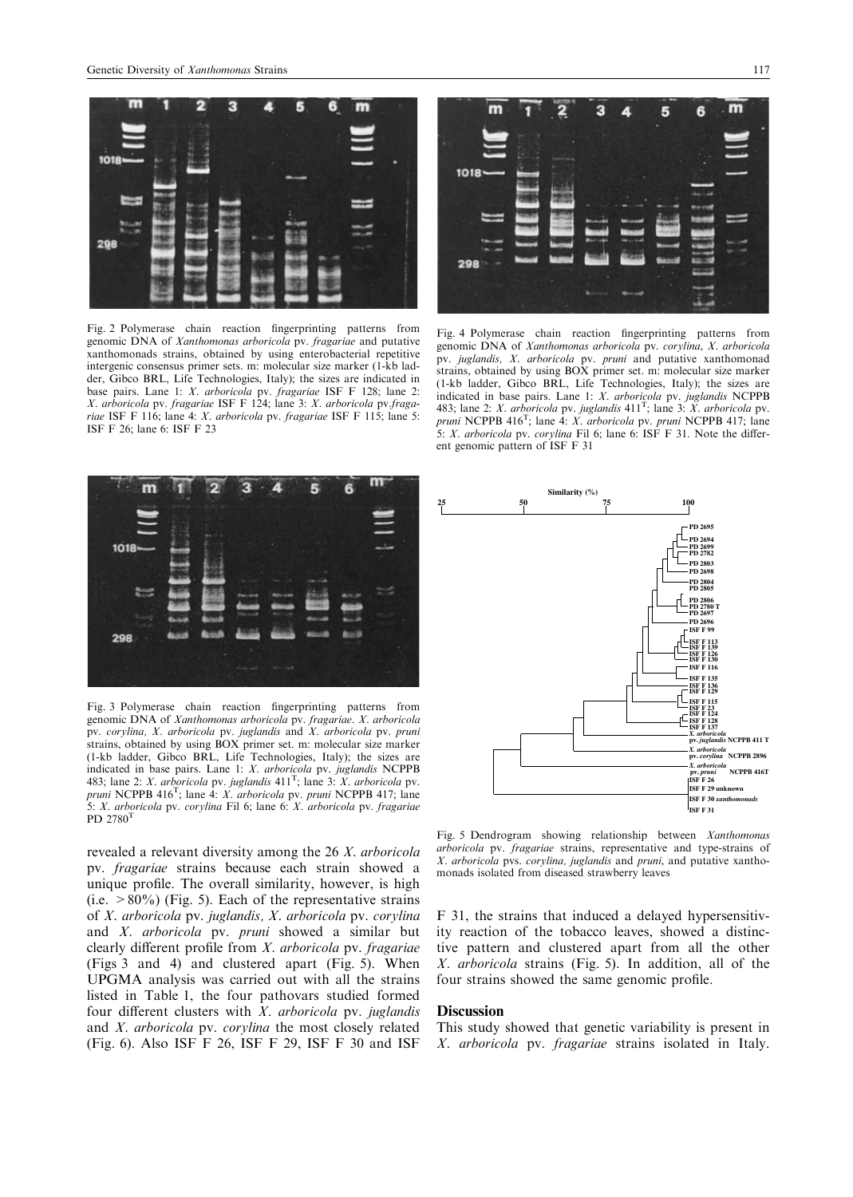Fig. 2 Polymerase chain reaction fingerprinting patterns from genomic DNA of *Xanthomonas arboricola* pv. *fragariae* and putative xanthomonads strains, obtained by using enterobacterial repetitive intergenic consensus primer sets. m: molecular size marker (1-kb ladder, Gibco BRL, Life Technologies, Italy); the sizes are indicated in base pairs. Lane 1: *X. arboricola* pv. *fragariae* ISF F 128; lane 2: *X. arboricola* pv. *fragariae* ISF F 124; lane 3: *X. arboricola* pv. *fragariae* ISF F 116; lane 4: *X. arboricola* pv. *fragariae* ISF F 115; lane 5: ISF F 26; lane 6: ISF F 23

Fig. 4 Polymerase chain reaction fingerprinting patterns from genomic DNA of *Xanthomonas arboricola* pv. *corylina*, *X. arboricola* pv. *juglandis*, *X. arboricola* pv. *pruni* and putative xanthomonad strains, obtained by using BOX primer set. m: molecular size marker (1-kb ladder, Gibco BRL, Life Technologies, Italy); the sizes are indicated in base pairs. Lane 1: *X. arboricola* pv. *juglandis* NCPPB 483; lane 2: *X. arboricola* pv. *juglandis* 411[T]; lane 3: *X. arboricola* pv. *pruni* NCPPB 416[T]; lane 4: *X. arboricola* pv. *pruni* NCPPB 417; lane 5: *X. arboricola* pv. *corylina* Fil 6; lane 6: ISF F 31. Note the different genomic pattern of ISF F 31

Fig. 3 Polymerase chain reaction fingerprinting patterns from genomic DNA of *Xanthomonas arboricola* pv. *fragariae*. *X. arboricola* pv. *corylina*, *X. arboricola* pv. *juglandis* and *X. arboricola* pv. *pruni* strains, obtained by using BOX primer set. m: molecular size marker (1-kb ladder, Gibco BRL, Life Technologies, Italy); the sizes are indicated in base pairs. Lane 1: *X. arboricola* pv. *juglandis* NCPPB 483; lane 2: *X. arboricola* pv. *juglandis* 411[T]; lane 3: *X. arboricola* pv. *pruni* NCPPB 416[T]; lane 4: *X. arboricola* pv. *pruni* NCPPB 417; lane 5: *X. arboricola* pv. *corylina* Fil 6; lane 6: *X. arboricola* pv. *fragariae* PD 2780[T]

Fig. 5 Dendrogram showing relationship between *Xanthomonas arboricola* pv. *fragariae* strains, representative and type-strains of *X. arboricola* pvs. *corylina, juglandis* and *pruni*, and putative xanthomonads isolated from diseased strawberry leaves

revealed a relevant diversity among the 26 *X. arboricola* pv. *fragariae* strains because each strain showed a unique profile. The overall similarity, however, is high (i.e. >80%) (Fig. 5). Each of the representative strains of *X. arboricola* pv. *juglandis*, *X. arboricola* pv. *corylina* and *X. arboricola* pv. *pruni* showed a similar but clearly different profile from *X. arboricola* pv. *fragariae* (Figs 3 and 4) and clustered apart (Fig. 5). When UPGMA analysis was carried out with all the strains listed in Table 1, the four pathovars studied formed four different clusters with *X. arboricola* pv. *juglandis* and *X. arboricola* pv. *corylina* the most closely related (Fig. 6). Also ISF F 26, ISF F 29, ISF F 30 and ISF F 31, the strains that induced a delayed hypersensitivity reaction of the tobacco leaves, showed a distinctive pattern and clustered apart from all the other *X. arboricola* strains (Fig. 5). In addition, all of the four strains showed the same genomic profile.

## Discussion

This study showed that genetic variability is present in *X. arboricola* pv. *fragariae* strains isolated in Italy.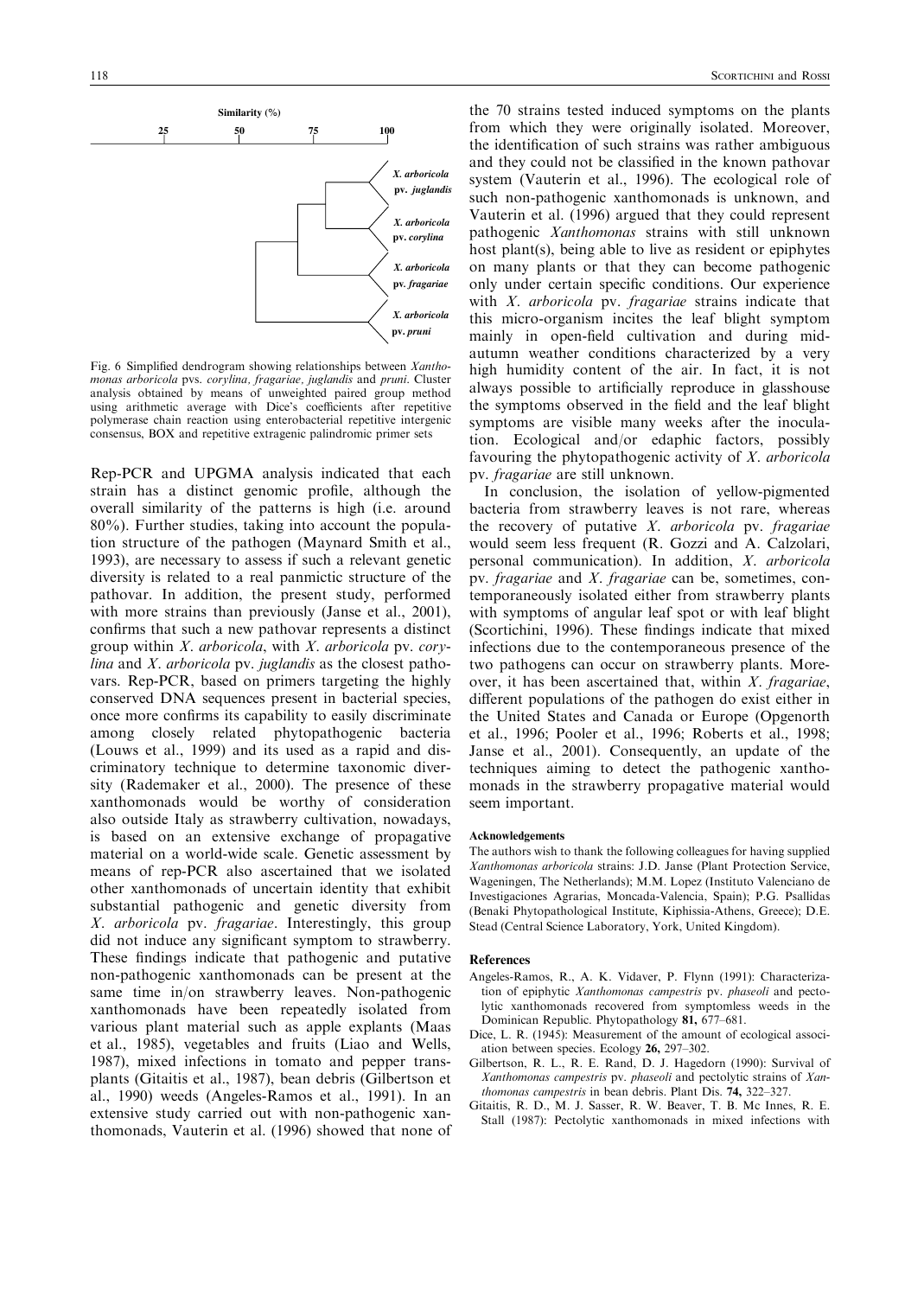Similarity (%)

25 50 75 100

*X. arboricola* pv. *juglandis*

*X. arboricola* pv. *corylina*

*X. arboricola* pv. *fragariae*

*X. arboricola* pv. *pruni*

Fig. 6 Simplified dendrogram showing relationships between *Xanthomonas arboricola* pvs. *corylina, fragariae, juglandis* and *pruni*. Cluster analysis obtained by means of unweighted paired group method using arithmetic average with Dice's coefficients after repetitive polymerase chain reaction using enterobacterial repetitive intergenic consensus, BOX and repetitive extragenic palindromic primer sets

Rep-PCR and UPGMA analysis indicated that each strain has a distinct genomic profile, although the overall similarity of the patterns is high (i.e. around 80%). Further studies, taking into account the population structure of the pathogen (Maynard Smith et al., 1993), are necessary to assess if such a relevant genetic diversity is related to a real panmictic structure of the pathovar. In addition, the present study, performed with more strains than previously (Janse et al., 2001), confirms that such a new pathovar represents a distinct group within *X. arboricola*, with *X. arboricola* pv. *corylina* and *X. arboricola* pv. *juglandis* as the closest pathovars. Rep-PCR, based on primers targeting the highly conserved DNA sequences present in bacterial species, once more confirms its capability to easily discriminate among closely related phytopathogenic bacteria (Louws et al., 1999) and its used as a rapid and discriminatory technique to determine taxonomic diversity (Rademaker et al., 2000). The presence of these xanthomonads would be worthy of consideration also outside Italy as strawberry cultivation, nowadays, is based on an extensive exchange of propagative material on a world-wide scale. Genetic assessment by means of rep-PCR also ascertained that we isolated other xanthomonads of uncertain identity that exhibit substantial pathogenic and genetic diversity from *X. arboricola* pv. *fragariae*. Interestingly, this group did not induce any significant symptom to strawberry. These findings indicate that pathogenic and putative non-pathogenic xanthomonads can be present at the same time in/on strawberry leaves. Non-pathogenic xanthomonads have been repeatedly isolated from various plant material such as apple explants (Maas et al., 1985), vegetables and fruits (Liao and Wells, 1987), mixed infections in tomato and pepper transplants (Gitaitis et al., 1987), bean debris (Gilbertson et al., 1990) weeds (Angeles-Ramos et al., 1991). In an extensive study carried out with non-pathogenic xanthomonads, Vauterin et al. (1996) showed that none of the 70 strains tested induced symptoms on the plants from which they were originally isolated. Moreover, the identification of such strains was rather ambiguous and they could not be classified in the known pathovar system (Vauterin et al., 1996). The ecological role of such non-pathogenic xanthomonads is unknown, and Vauterin et al. (1996) argued that they could represent pathogenic *Xanthomonas* strains with still unknown host plant(s), being able to live as resident or epiphytes on many plants or that they can become pathogenic only under certain specific conditions. Our experience with *X. arboricola* pv. *fragariae* strains indicate that this micro-organism incites the leaf blight symptom mainly in open-field cultivation and during mid-autumn weather conditions characterized by a very high humidity content of the air. In fact, it is not always possible to artificially reproduce in glasshouse the symptoms observed in the field and the leaf blight symptoms are visible many weeks after the inoculation. Ecological and/or edaphic factors, possibly favouring the phytopathogenic activity of *X. arboricola* pv. *fragariae* are still unknown.

In conclusion, the isolation of yellow-pigmented bacteria from strawberry leaves is not rare, whereas the recovery of putative *X. arboricola* pv. *fragariae* would seem less frequent (R. Gozzi and A. Calzolari, personal communication). In addition, *X. arboricola* pv. *fragariae* and *X. fragariae* can be, sometimes, contemporaneously isolated either from strawberry plants with symptoms of angular leaf spot or with leaf blight (Scortichini, 1996). These findings indicate that mixed infections due to the contemporaneous presence of the two pathogens can occur on strawberry plants. Moreover, it has been ascertained that, within *X. fragariae*, different populations of the pathogen do exist either in the United States and Canada or Europe (Opgenorth et al., 1996; Pooler et al., 1996; Roberts et al., 1998; Janse et al., 2001). Consequently, an update of the techniques aiming to detect the pathogenic xanthomonads in the strawberry propagative material would seem important.

#### Acknowledgements

The authors wish to thank the following colleagues for having supplied *Xanthomonas arboricola* strains: J.D. Janse (Plant Protection Service, Wageningen, The Netherlands); M.M. Lopez (Instituto Valenciano de Investigaciones Agrarias, Moncada-Valencia, Spain); P.G. Psallidas (Benaki Phytopathological Institute, Kiphissia-Athens, Greece); D.E. Stead (Central Science Laboratory, York, United Kingdom).

#### References

Angeles-Ramos, R., A. K. Vidaver, P. Flynn (1991): Characterization of epiphytic *Xanthomonas campestris* pv. *phaseoli* and pectolytic xanthomonads recovered from symptomless weeds in the Dominican Republic. Phytopathology **81,** 677–681.

Dice, L. R. (1945): Measurement of the amount of ecological association between species. Ecology **26,** 297–302.

Gilbertson, R. L., R. E. Rand, D. J. Hagedorn (1990): Survival of *Xanthomonas campestris* pv. *phaseoli* and pectolytic strains of *Xanthomonas campestris* in bean debris. Plant Dis. **74,** 322–327.

Gitaitis, R. D., M. J. Sasser, R. W. Beaver, T. B. Mc Innes, R. E. Stall (1987): Pectolytic xanthomonads in mixed infections with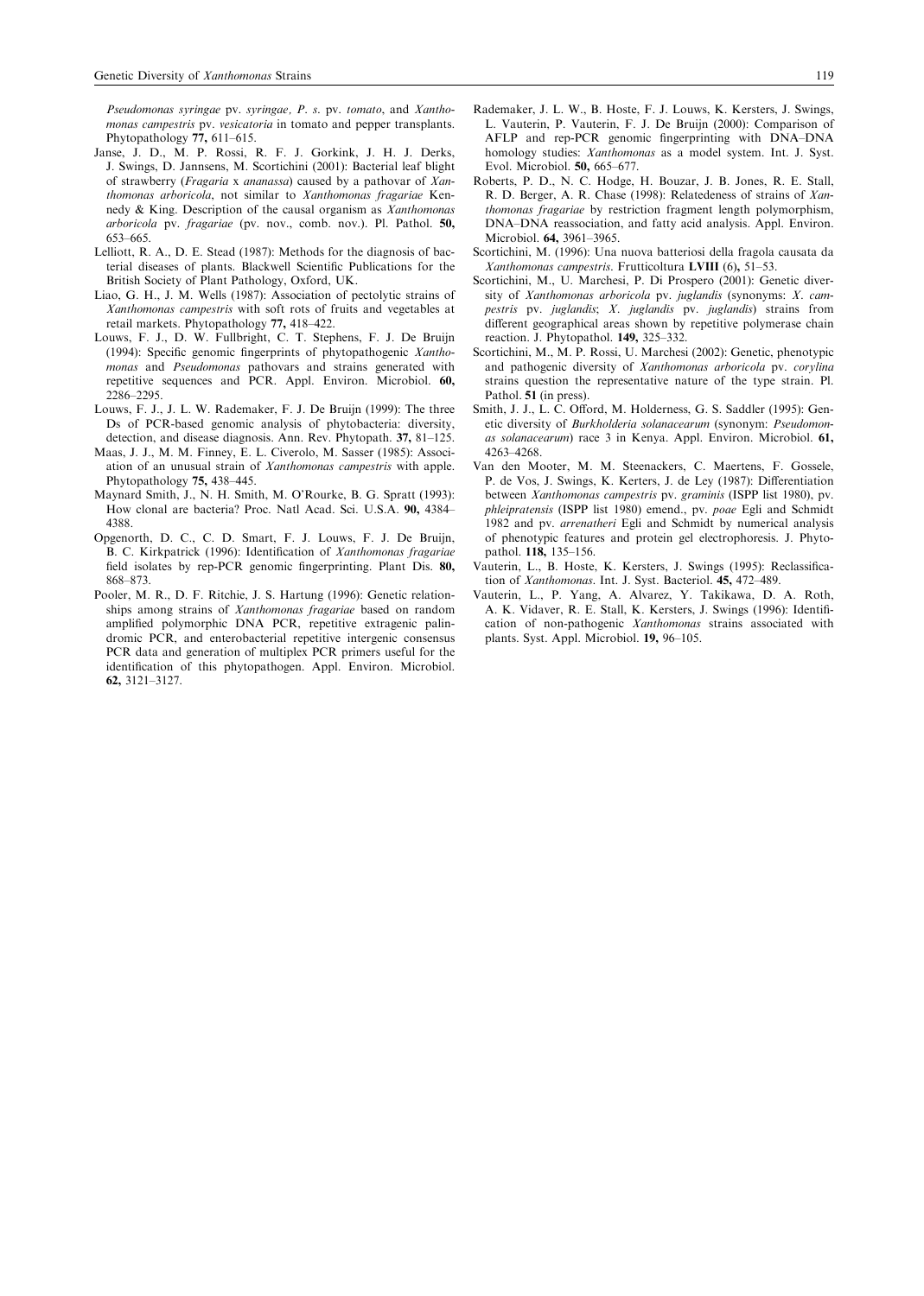*Pseudomonas syringae* pv. *syringae*, *P. s.* pv. *tomato*, and *Xanthomonas campestris* pv. *vesicatoria* in tomato and pepper transplants. Phytopathology **77,** 611–615.

Janse, J. D., M. P. Rossi, R. F. J. Gorkink, J. H. J. Derks, J. Swings, D. Jannsens, M. Scortichini (2001): Bacterial leaf blight of strawberry (*Fragaria* x *ananassa*) caused by a pathovar of *Xanthomonas arboricola*, not similar to *Xanthomonas fragariae* Kennedy & King. Description of the causal organism as *Xanthomonas arboricola* pv. *fragariae* (pv. nov., comb. nov.). Pl. Pathol. **50,** 653–665.

Lelliott, R. A., D. E. Stead (1987): Methods for the diagnosis of bacterial diseases of plants. Blackwell Scientific Publications for the British Society of Plant Pathology, Oxford, UK.

Liao, G. H., J. M. Wells (1987): Association of pectolytic strains of *Xanthomonas campestris* with soft rots of fruits and vegetables at retail markets. Phytopathology **77,** 418–422.

Louws, F. J., D. W. Fullbright, C. T. Stephens, F. J. De Bruijn (1994): Specific genomic fingerprints of phytopathogenic *Xanthomonas* and *Pseudomonas* pathovars and strains generated with repetitive sequences and PCR. Appl. Environ. Microbiol. **60,** 2286–2295.

Louws, F. J., J. L. W. Rademaker, F. J. De Bruijn (1999): The three Ds of PCR-based genomic analysis of phytobacteria: diversity, detection, and disease diagnosis. Ann. Rev. Phytopath. **37,** 81–125.

Maas, J. J., M. M. Finney, E. L. Civerolo, M. Sasser (1985): Association of an unusual strain of *Xanthomonas campestris* with apple. Phytopathology **75,** 438–445.

Maynard Smith, J., N. H. Smith, M. O'Rourke, B. G. Spratt (1993): How clonal are bacteria? Proc. Natl Acad. Sci. U.S.A. **90,** 4384–4388.

Opgenorth, D. C., C. D. Smart, F. J. Louws, F. J. De Bruijn, B. C. Kirkpatrick (1996): Identification of *Xanthomonas fragariae* field isolates by rep-PCR genomic fingerprinting. Plant Dis. **80,** 868–873.

Pooler, M. R., D. F. Ritchie, J. S. Hartung (1996): Genetic relationships among strains of *Xanthomonas fragariae* based on random amplified polymorphic DNA PCR, repetitive extragenic palindromic PCR, and enterobacterial repetitive intergenic consensus PCR data and generation of multiplex PCR primers useful for the identification of this phytopathogen. Appl. Environ. Microbiol. **62,** 3121–3127.

Rademaker, J. L. W., B. Hoste, F. J. Louws, K. Kersters, J. Swings, L. Vauterin, P. Vauterin, F. J. De Bruijn (2000): Comparison of AFLP and rep-PCR genomic fingerprinting with DNA–DNA homology studies: *Xanthomonas* as a model system. Int. J. Syst. Evol. Microbiol. **50,** 665–677.

Roberts, P. D., N. C. Hodge, H. Bouzar, J. B. Jones, R. E. Stall, R. D. Berger, A. R. Chase (1998): Relatedeness of strains of *Xanthomonas fragariae* by restriction fragment length polymorphism, DNA–DNA reassociation, and fatty acid analysis. Appl. Environ. Microbiol. **64,** 3961–3965.

Scortichini, M. (1996): Una nuova batteriosi della fragola causata da *Xanthomonas campestris*. Frutticoltura **LVIII** (6)**,** 51–53.

Scortichini, M., U. Marchesi, P. Di Prospero (2001): Genetic diversity of *Xanthomonas arboricola* pv. *juglandis* (synonyms: *X. campestris* pv. *juglandis*; *X. juglandis* pv. *juglandis*) strains from different geographical areas shown by repetitive polymerase chain reaction. J. Phytopathol. **149,** 325–332.

Scortichini, M., M. P. Rossi, U. Marchesi (2002): Genetic, phenotypic and pathogenic diversity of *Xanthomonas arboricola* pv. *corylina* strains question the representative nature of the type strain. Pl. Pathol. **51** (in press).

Smith, J. J., L. C. Offord, M. Holderness, G. S. Saddler (1995): Genetic diversity of *Burkholderia solanacearum* (synonym: *Pseudomonas solanacearum*) race 3 in Kenya. Appl. Environ. Microbiol. **61,** 4263–4268.

Van den Mooter, M. M. Steenackers, C. Maertens, F. Gossele, P. de Vos, J. Swings, K. Kerters, J. de Ley (1987): Differentiation between *Xanthomonas campestris* pv. *graminis* (ISPP list 1980), pv. *phleipratensis* (ISPP list 1980) emend., pv. *poae* Egli and Schmidt 1982 and pv. *arrenatheri* Egli and Schmidt by numerical analysis of phenotypic features and protein gel electrophoresis. J. Phytopathol. **118,** 135–156.

Vauterin, L., B. Hoste, K. Kersters, J. Swings (1995): Reclassification of *Xanthomonas*. Int. J. Syst. Bacteriol. **45,** 472–489.

Vauterin, L., P. Yang, A. Alvarez, Y. Takikawa, D. A. Roth, A. K. Vidaver, R. E. Stall, K. Kersters, J. Swings (1996): Identification of non-pathogenic *Xanthomonas* strains associated with plants. Syst. Appl. Microbiol. **19,** 96–105.